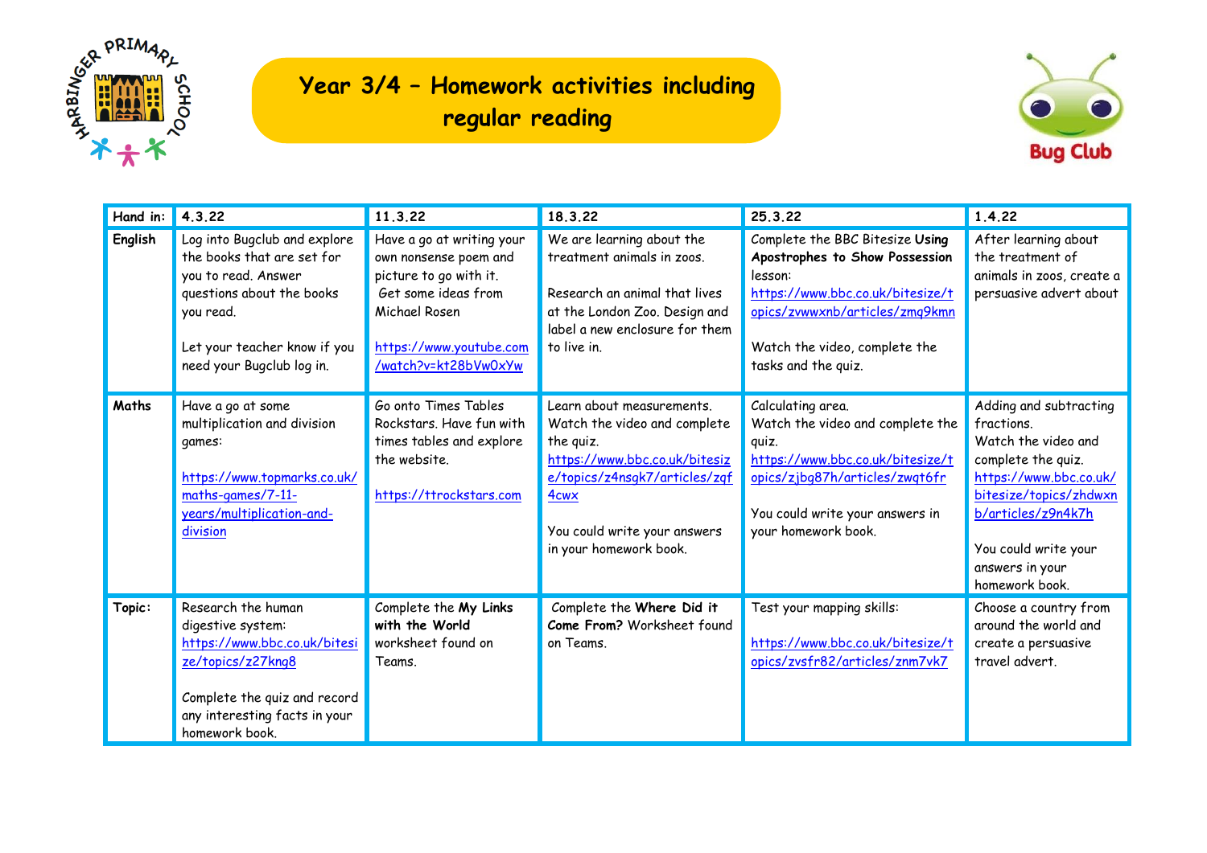# Year 3/4 – Homework activities including regular reading

| Hand in: | 4.3.22 | 11.3.22 | 18.3.22 | 25.3.22 | 1.4.22 |
|---|---|---|---|---|---|
| **English** | Log into Bugclub and explore the books that are set for you to read. Answer questions about the books you read.<br><br>Let your teacher know if you need your Bugclub log in. | Have a go at writing your own nonsense poem and picture to go with it. Get some ideas from Michael Rosen<br><br>https://www.youtube.com/watch?v=kt28bVw0xYw | We are learning about the treatment animals in zoos.<br><br>Research an animal that lives at the London Zoo. Design and label a new enclosure for them to live in. | Complete the BBC Bitesize **Using Apostrophes to Show Possession** lesson:<br>https://www.bbc.co.uk/bitesize/topics/zvwwxnb/articles/zmq9kmn<br><br>Watch the video, complete the tasks and the quiz. | After learning about the treatment of animals in zoos, create a persuasive advert about |
| **Maths** | Have a go at some multiplication and division games:<br><br>https://www.topmarks.co.uk/maths-games/7-11-years/multiplication-and-division | Go onto Times Tables Rockstars. Have fun with times tables and explore the website.<br><br>https://ttrockstars.com | Learn about measurements. Watch the video and complete the quiz.<br>https://www.bbc.co.uk/bitesize/topics/z4nsgk7/articles/zqf4cwx<br><br>You could write your answers in your homework book. | Calculating area.<br>Watch the video and complete the quiz.<br>https://www.bbc.co.uk/bitesize/topics/zjbg87h/articles/zwqt6fr<br><br>You could write your answers in your homework book. | Adding and subtracting fractions.<br>Watch the video and complete the quiz.<br>https://www.bbc.co.uk/bitesize/topics/zhdwxnb/articles/z9n4k7h<br><br>You could write your answers in your homework book. |
| **Topic:** | Research the human digestive system:<br>https://www.bbc.co.uk/bitesize/topics/z27kng8<br><br>Complete the quiz and record any interesting facts in your homework book. | Complete the **My Links with the World** worksheet found on Teams. | Complete the **Where Did it Come From?** Worksheet found on Teams. | Test your mapping skills:<br><br>https://www.bbc.co.uk/bitesize/topics/zvsfr82/articles/znm7vk7 | Choose a country from around the world and create a persuasive travel advert. |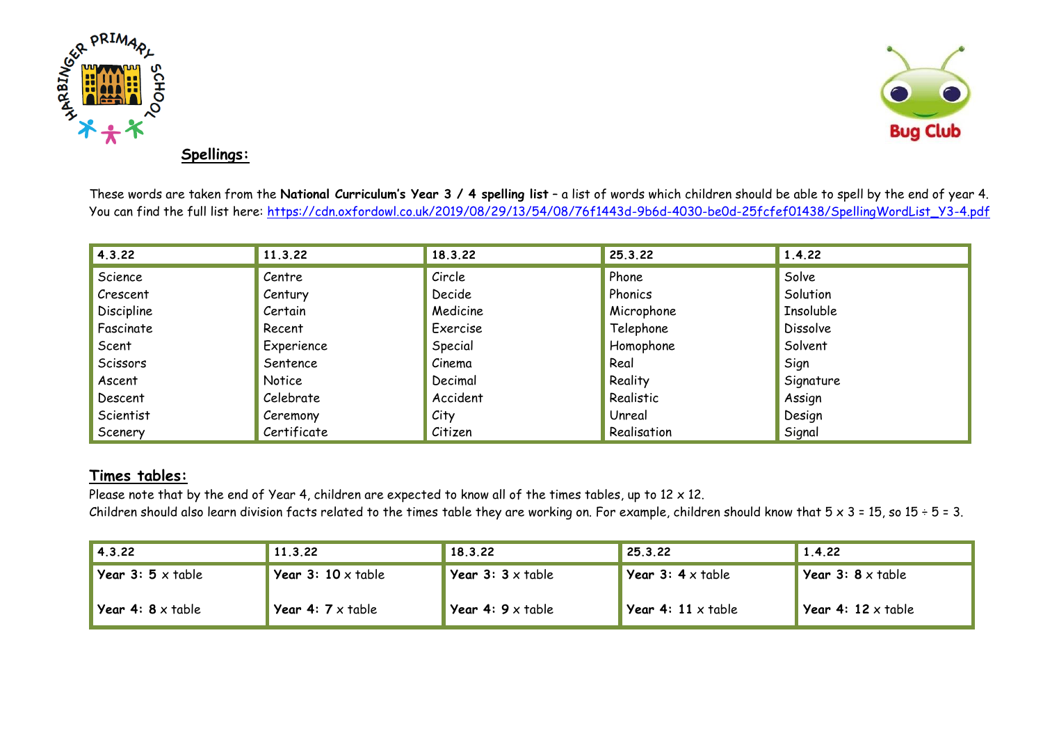## Spellings:

These words are taken from the **National Curriculum's Year 3 / 4 spelling list** – a list of words which children should be able to spell by the end of year 4. You can find the full list here: https://cdn.oxfordowl.co.uk/2019/08/29/13/54/08/76f1443d-9b6d-4030-be0d-25fcfef01438/SpellingWordList_Y3-4.pdf

| 4.3.22 | 11.3.22 | 18.3.22 | 25.3.22 | 1.4.22 |
|---|---|---|---|---|
| Science | Centre | Circle | Phone | Solve |
| Crescent | Century | Decide | Phonics | Solution |
| Discipline | Certain | Medicine | Microphone | Insoluble |
| Fascinate | Recent | Exercise | Telephone | Dissolve |
| Scent | Experience | Special | Homophone | Solvent |
| Scissors | Sentence | Cinema | Real | Sign |
| Ascent | Notice | Decimal | Reality | Signature |
| Descent | Celebrate | Accident | Realistic | Assign |
| Scientist | Ceremony | City | Unreal | Design |
| Scenery | Certificate | Citizen | Realisation | Signal |

## Times tables:

Please note that by the end of Year 4, children are expected to know all of the times tables, up to 12 x 12.
Children should also learn division facts related to the times table they are working on. For example, children should know that 5 x 3 = 15, so 15 ÷ 5 = 3.

| 4.3.22 | 11.3.22 | 18.3.22 | 25.3.22 | 1.4.22 |
|---|---|---|---|---|
| **Year 3: 5** x table | **Year 3: 10** x table | **Year 3: 3** x table | **Year 3: 4** x table | **Year 3: 8** x table |
| **Year 4: 8** x table | **Year 4: 7** x table | **Year 4: 9** x table | **Year 4: 11** x table | **Year 4: 12** x table |